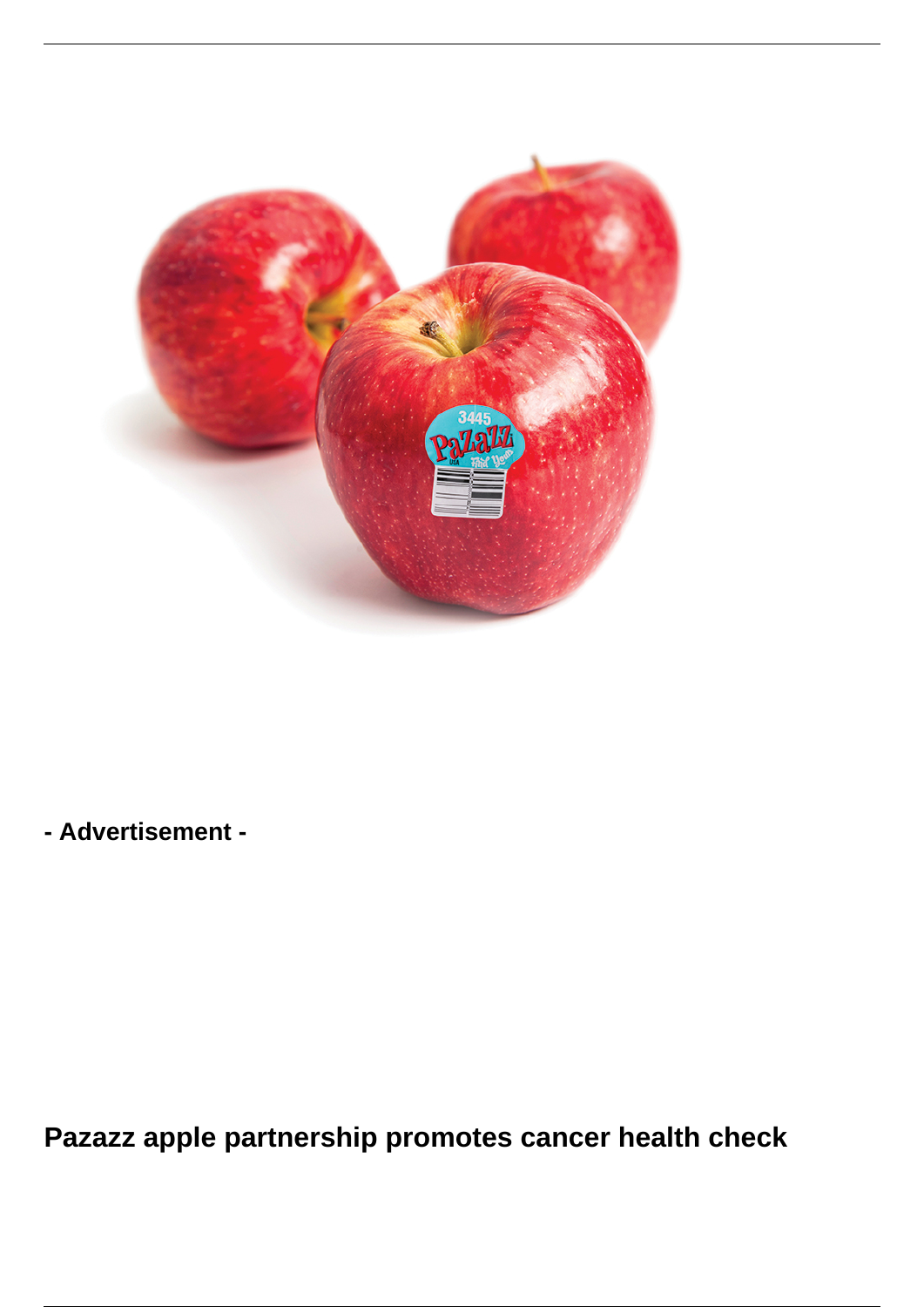**- Advertisement -**

# Pazazz apple partnership promotes cancer health check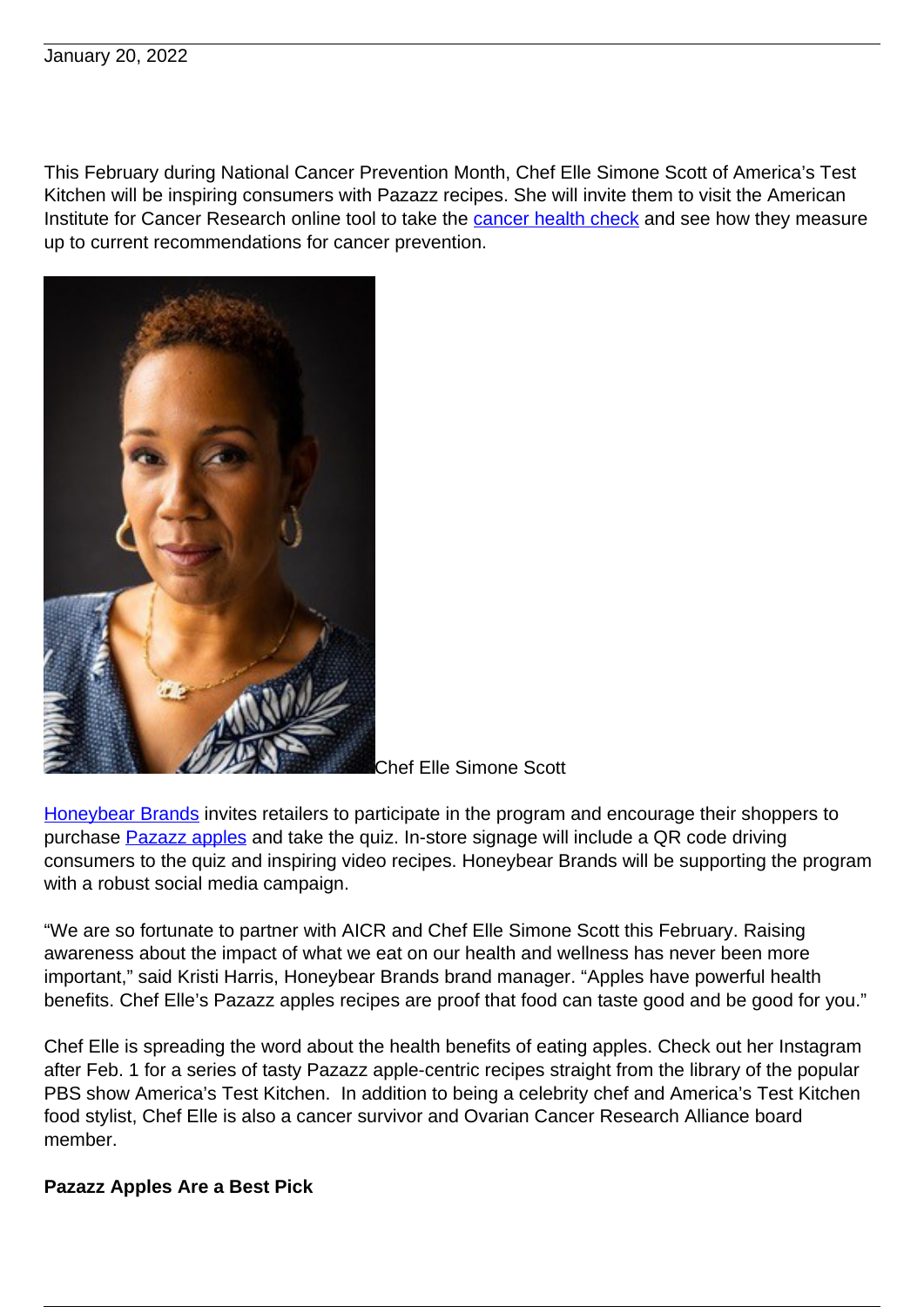January 20, 2022

This February during National Cancer Prevention Month, Chef Elle Simone Scott of America's Test Kitchen will be inspiring consumers with Pazazz recipes. She will invite them to visit the American Institute for Cancer Research online tool to take the [cancer health check] and see how they measure up to current recommendations for cancer prevention.

Chef Elle Simone Scott

[Honeybear Brands] invites retailers to participate in the program and encourage their shoppers to purchase [Pazazz apples] and take the quiz. In-store signage will include a QR code driving consumers to the quiz and inspiring video recipes. Honeybear Brands will be supporting the program with a robust social media campaign.

"We are so fortunate to partner with AICR and Chef Elle Simone Scott this February. Raising awareness about the impact of what we eat on our health and wellness has never been more important," said Kristi Harris, Honeybear Brands brand manager. "Apples have powerful health benefits. Chef Elle's Pazazz apples recipes are proof that food can taste good and be good for you."

Chef Elle is spreading the word about the health benefits of eating apples. Check out her Instagram after Feb. 1 for a series of tasty Pazazz apple-centric recipes straight from the library of the popular PBS show America's Test Kitchen. In addition to being a celebrity chef and America's Test Kitchen food stylist, Chef Elle is also a cancer survivor and Ovarian Cancer Research Alliance board member.

**Pazazz Apples Are a Best Pick**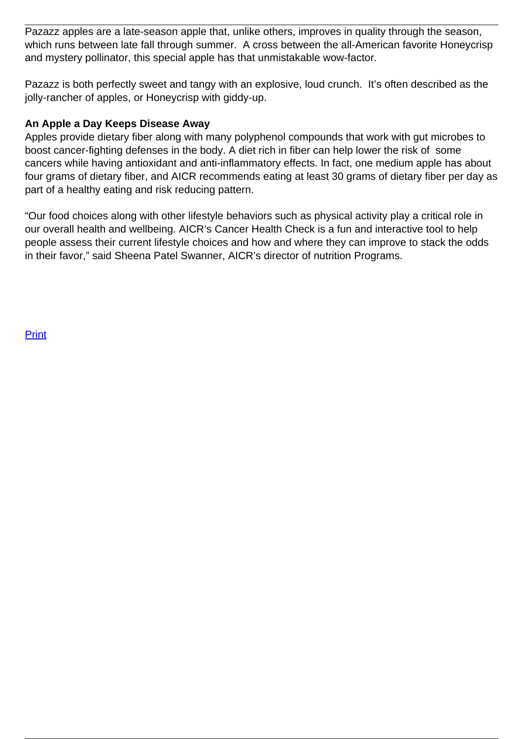Pazazz apples are a late-season apple that, unlike others, improves in quality through the season, which runs between late fall through summer. A cross between the all-American favorite Honeycrisp and mystery pollinator, this special apple has that unmistakable wow-factor.

Pazazz is both perfectly sweet and tangy with an explosive, loud crunch. It's often described as the jolly-rancher of apples, or Honeycrisp with giddy-up.

**An Apple a Day Keeps Disease Away**

Apples provide dietary fiber along with many polyphenol compounds that work with gut microbes to boost cancer-fighting defenses in the body. A diet rich in fiber can help lower the risk of some cancers while having antioxidant and anti-inflammatory effects. In fact, one medium apple has about four grams of dietary fiber, and AICR recommends eating at least 30 grams of dietary fiber per day as part of a healthy eating and risk reducing pattern.

"Our food choices along with other lifestyle behaviors such as physical activity play a critical role in our overall health and wellbeing. AICR's Cancer Health Check is a fun and interactive tool to help people assess their current lifestyle choices and how and where they can improve to stack the odds in their favor," said Sheena Patel Swanner, AICR's director of nutrition Programs.

Print